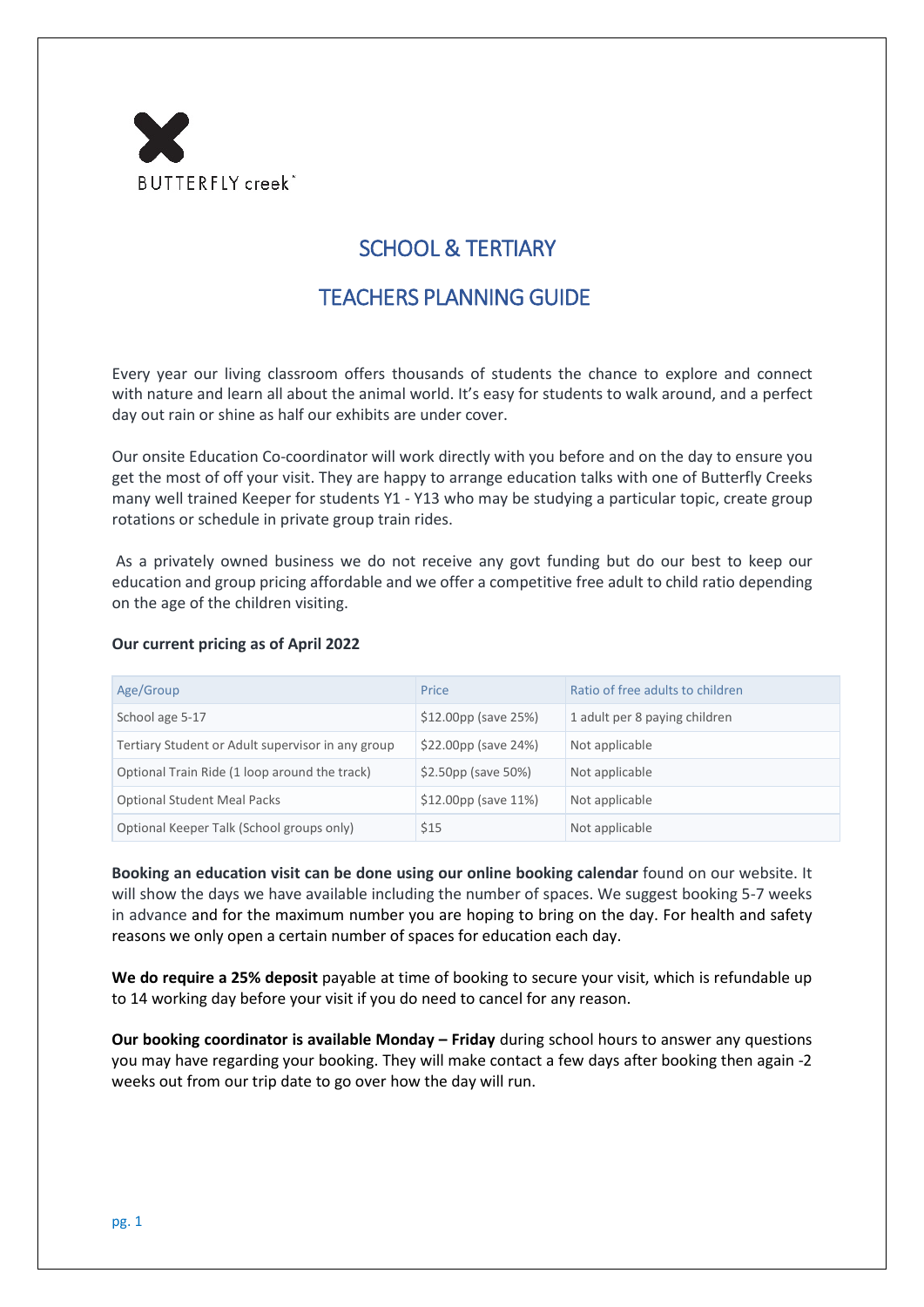BUTTERFLY creek

# SCHOOL & TERTIARY

# TEACHERS PLANNING GUIDE

Every year our living classroom offers thousands of students the chance to explore and connect with nature and learn all about the animal world. It's easy for students to walk around, and a perfect day out rain or shine as half our exhibits are under cover.

Our onsite Education Co-coordinator will work directly with you before and on the day to ensure you get the most of off your visit. They are happy to arrange education talks with one of Butterfly Creeks many well trained Keeper for students Y1 - Y13 who may be studying a particular topic, create group rotations or schedule in private group train rides.

As a privately owned business we do not receive any govt funding but do our best to keep our education and group pricing affordable and we offer a competitive free adult to child ratio depending on the age of the children visiting.

**Our current pricing as of April 2022**

| Age/Group | Price | Ratio of free adults to children |
|---|---|---|
| School age 5-17 | $12.00pp (save 25%) | 1 adult per 8 paying children |
| Tertiary Student or Adult supervisor in any group | $22.00pp (save 24%) | Not applicable |
| Optional Train Ride (1 loop around the track) | $2.50pp (save 50%) | Not applicable |
| Optional Student Meal Packs | $12.00pp (save 11%) | Not applicable |
| Optional Keeper Talk (School groups only) | $15 | Not applicable |

**Booking an education visit can be done using our online booking calendar** found on our website. It will show the days we have available including the number of spaces. We suggest booking 5-7 weeks in advance and for the maximum number you are hoping to bring on the day. For health and safety reasons we only open a certain number of spaces for education each day.

**We do require a 25% deposit** payable at time of booking to secure your visit, which is refundable up to 14 working day before your visit if you do need to cancel for any reason.

**Our booking coordinator is available Monday – Friday** during school hours to answer any questions you may have regarding your booking. They will make contact a few days after booking then again -2 weeks out from our trip date to go over how the day will run.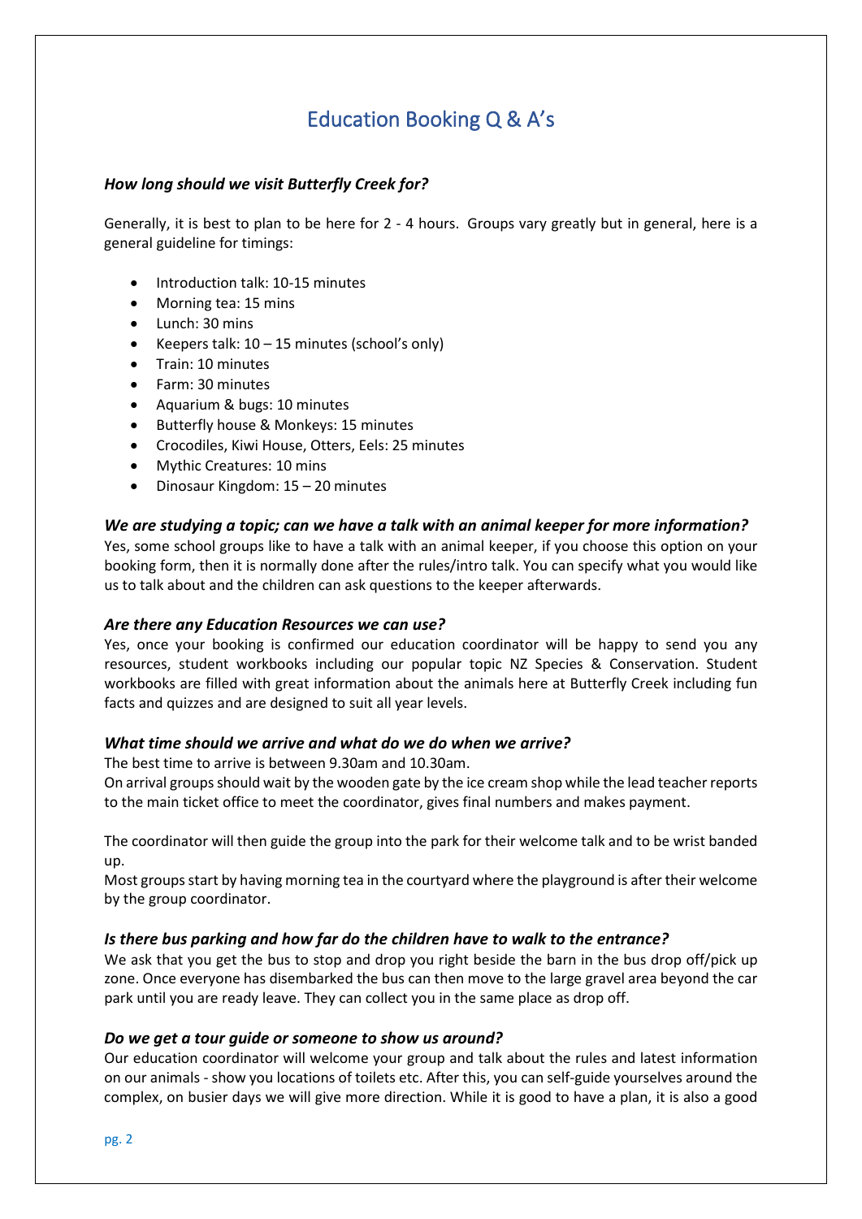# Education Booking Q & A's

***How long should we visit Butterfly Creek for?***

Generally, it is best to plan to be here for 2 - 4 hours. Groups vary greatly but in general, here is a general guideline for timings:

- Introduction talk: 10-15 minutes
- Morning tea: 15 mins
- Lunch: 30 mins
- Keepers talk: 10 – 15 minutes (school's only)
- Train: 10 minutes
- Farm: 30 minutes
- Aquarium & bugs: 10 minutes
- Butterfly house & Monkeys: 15 minutes
- Crocodiles, Kiwi House, Otters, Eels: 25 minutes
- Mythic Creatures: 10 mins
- Dinosaur Kingdom: 15 – 20 minutes

***We are studying a topic; can we have a talk with an animal keeper for more information?***

Yes, some school groups like to have a talk with an animal keeper, if you choose this option on your booking form, then it is normally done after the rules/intro talk. You can specify what you would like us to talk about and the children can ask questions to the keeper afterwards.

***Are there any Education Resources we can use?***

Yes, once your booking is confirmed our education coordinator will be happy to send you any resources, student workbooks including our popular topic NZ Species & Conservation. Student workbooks are filled with great information about the animals here at Butterfly Creek including fun facts and quizzes and are designed to suit all year levels.

***What time should we arrive and what do we do when we arrive?***

The best time to arrive is between 9.30am and 10.30am.

On arrival groups should wait by the wooden gate by the ice cream shop while the lead teacher reports to the main ticket office to meet the coordinator, gives final numbers and makes payment.

The coordinator will then guide the group into the park for their welcome talk and to be wrist banded up.

Most groups start by having morning tea in the courtyard where the playground is after their welcome by the group coordinator.

***Is there bus parking and how far do the children have to walk to the entrance?***

We ask that you get the bus to stop and drop you right beside the barn in the bus drop off/pick up zone. Once everyone has disembarked the bus can then move to the large gravel area beyond the car park until you are ready leave. They can collect you in the same place as drop off.

***Do we get a tour guide or someone to show us around?***

Our education coordinator will welcome your group and talk about the rules and latest information on our animals - show you locations of toilets etc. After this, you can self-guide yourselves around the complex, on busier days we will give more direction. While it is good to have a plan, it is also a good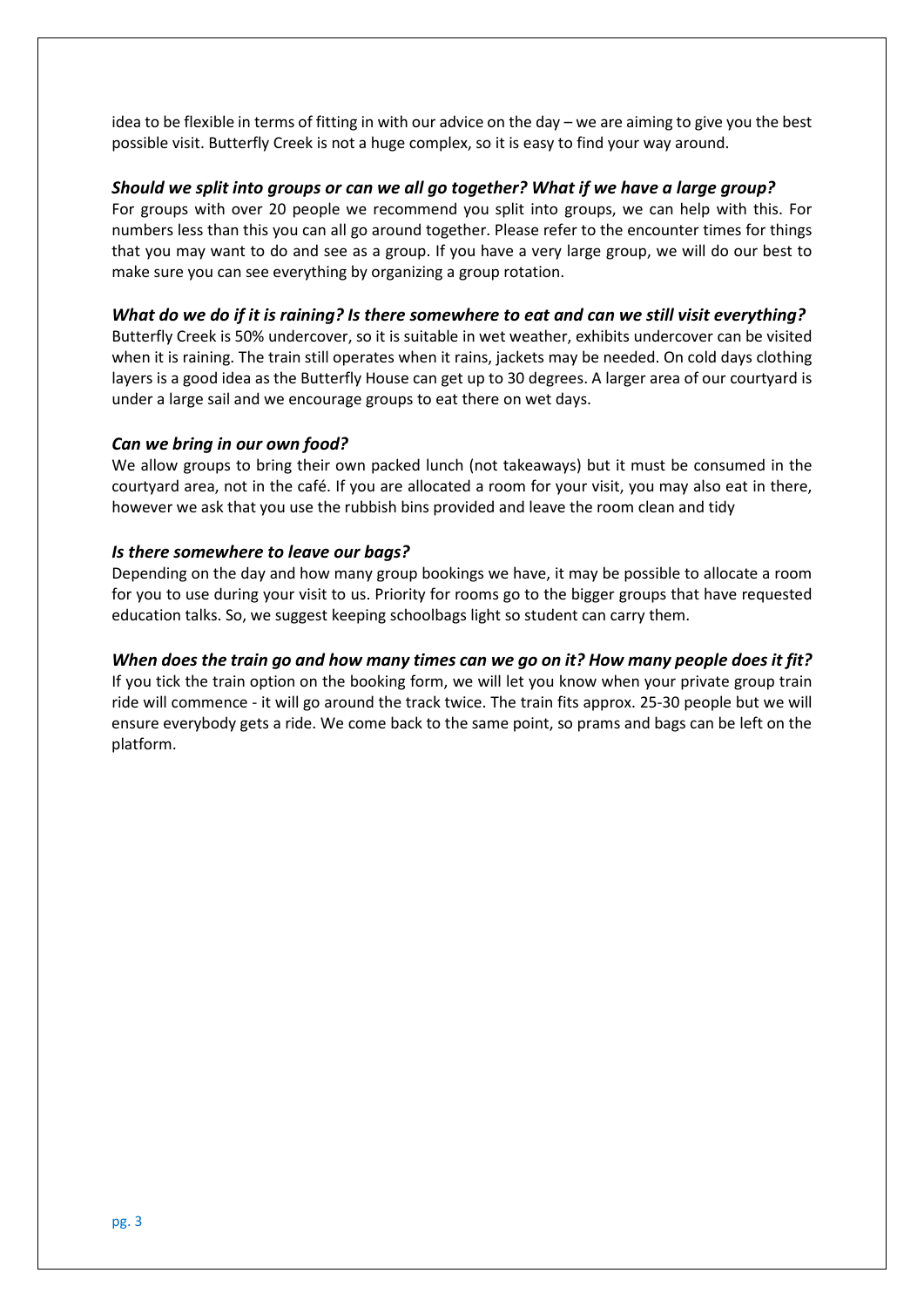idea to be flexible in terms of fitting in with our advice on the day – we are aiming to give you the best possible visit. Butterfly Creek is not a huge complex, so it is easy to find your way around.

***Should we split into groups or can we all go together? What if we have a large group?***

For groups with over 20 people we recommend you split into groups, we can help with this. For numbers less than this you can all go around together. Please refer to the encounter times for things that you may want to do and see as a group. If you have a very large group, we will do our best to make sure you can see everything by organizing a group rotation.

***What do we do if it is raining? Is there somewhere to eat and can we still visit everything?***

Butterfly Creek is 50% undercover, so it is suitable in wet weather, exhibits undercover can be visited when it is raining. The train still operates when it rains, jackets may be needed. On cold days clothing layers is a good idea as the Butterfly House can get up to 30 degrees. A larger area of our courtyard is under a large sail and we encourage groups to eat there on wet days.

***Can we bring in our own food?***

We allow groups to bring their own packed lunch (not takeaways) but it must be consumed in the courtyard area, not in the café. If you are allocated a room for your visit, you may also eat in there, however we ask that you use the rubbish bins provided and leave the room clean and tidy

***Is there somewhere to leave our bags?***

Depending on the day and how many group bookings we have, it may be possible to allocate a room for you to use during your visit to us. Priority for rooms go to the bigger groups that have requested education talks. So, we suggest keeping schoolbags light so student can carry them.

***When does the train go and how many times can we go on it? How many people does it fit?***

If you tick the train option on the booking form, we will let you know when your private group train ride will commence - it will go around the track twice. The train fits approx. 25-30 people but we will ensure everybody gets a ride. We come back to the same point, so prams and bags can be left on the platform.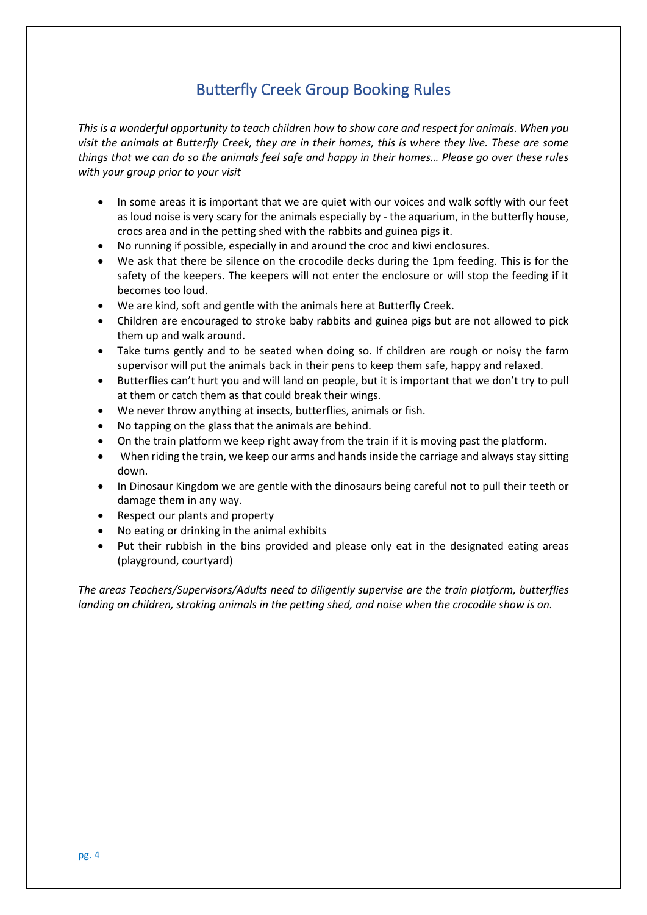# Butterfly Creek Group Booking Rules

*This is a wonderful opportunity to teach children how to show care and respect for animals. When you visit the animals at Butterfly Creek, they are in their homes, this is where they live. These are some things that we can do so the animals feel safe and happy in their homes… Please go over these rules with your group prior to your visit*

- In some areas it is important that we are quiet with our voices and walk softly with our feet as loud noise is very scary for the animals especially by - the aquarium, in the butterfly house, crocs area and in the petting shed with the rabbits and guinea pigs it.
- No running if possible, especially in and around the croc and kiwi enclosures.
- We ask that there be silence on the crocodile decks during the 1pm feeding. This is for the safety of the keepers. The keepers will not enter the enclosure or will stop the feeding if it becomes too loud.
- We are kind, soft and gentle with the animals here at Butterfly Creek.
- Children are encouraged to stroke baby rabbits and guinea pigs but are not allowed to pick them up and walk around.
- Take turns gently and to be seated when doing so. If children are rough or noisy the farm supervisor will put the animals back in their pens to keep them safe, happy and relaxed.
- Butterflies can't hurt you and will land on people, but it is important that we don't try to pull at them or catch them as that could break their wings.
- We never throw anything at insects, butterflies, animals or fish.
- No tapping on the glass that the animals are behind.
- On the train platform we keep right away from the train if it is moving past the platform.
- When riding the train, we keep our arms and hands inside the carriage and always stay sitting down.
- In Dinosaur Kingdom we are gentle with the dinosaurs being careful not to pull their teeth or damage them in any way.
- Respect our plants and property
- No eating or drinking in the animal exhibits
- Put their rubbish in the bins provided and please only eat in the designated eating areas (playground, courtyard)

*The areas Teachers/Supervisors/Adults need to diligently supervise are the train platform, butterflies landing on children, stroking animals in the petting shed, and noise when the crocodile show is on.*